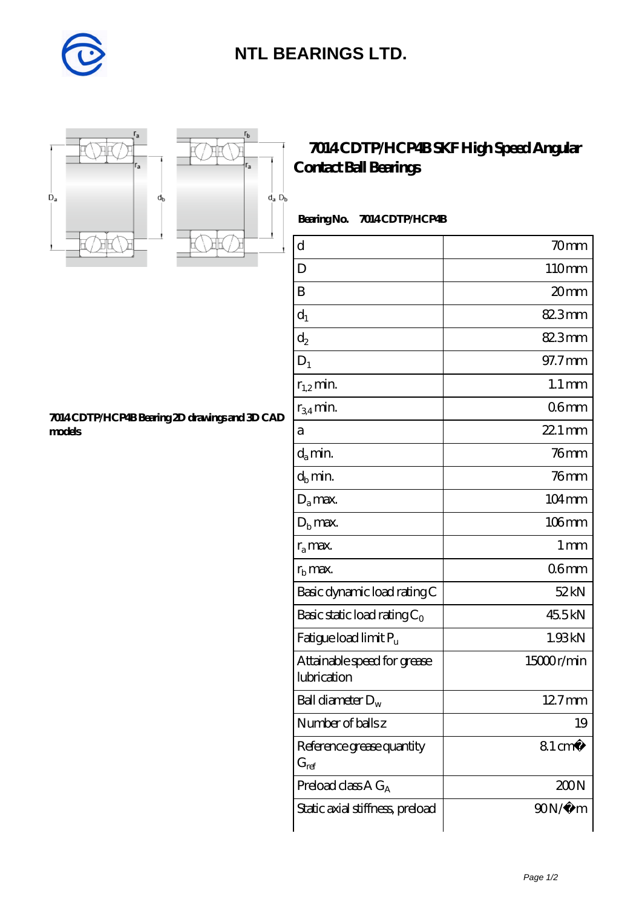# NTL BEARINGS LTD.

## 7014 CDTP/HCP4B SKF High Speed Angular Contact Ball Bearings

7014 CDTP/HCP4B Bearing 2D drawings and 3D CAD models

**Bearing No.** 7014 CDTP/HCP4B

| | |
|---|---|
| d | 70 mm |
| D | 110 mm |
| B | 20 mm |
| $d_1$ | 82.3 mm |
| $d_2$ | 82.3 mm |
| $D_1$ | 97.7 mm |
| $r_{1,2}$ min. | 1.1 mm |
| $r_{3,4}$ min. | 0.6 mm |
| a | 22.1 mm |
| $d_a$ min. | 76 mm |
| $d_b$ min. | 76 mm |
| $D_a$ max. | 104 mm |
| $D_b$ max. | 106 mm |
| $r_a$ max. | 1 mm |
| $r_b$ max. | 0.6 mm |
| Basic dynamic load rating C | 52 kN |
| Basic static load rating $C_0$ | 45.5 kN |
| Fatigue load limit $P_u$ | 1.93 kN |
| Attainable speed for grease lubrication | 15000 r/min |
| Ball diameter $D_w$ | 12.7 mm |
| Number of balls z | 19 |
| Reference grease quantity $G_{ref}$ | 8.1 cm� |
| Preload class A $G_A$ | 200 N |
| Static axial stiffness, preload | 90 N/�m |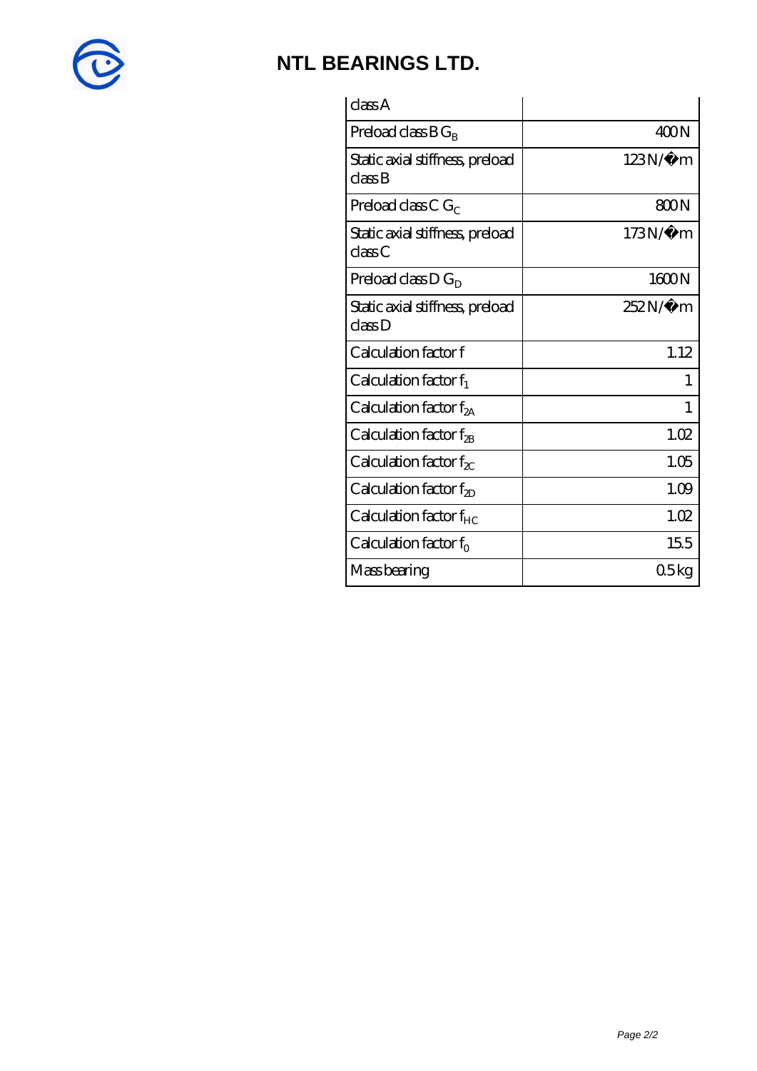| | |
|---|---|
| class A | |
| Preload class B $G_B$ | 400 N |
| Static axial stiffness, preload class B | 123 N/�m |
| Preload class C $G_C$ | 800 N |
| Static axial stiffness, preload class C | 173 N/�m |
| Preload class D $G_D$ | 1600 N |
| Static axial stiffness, preload class D | 252 N/�m |
| Calculation factor f | 1.12 |
| Calculation factor $f_1$ | 1 |
| Calculation factor $f_{2A}$ | 1 |
| Calculation factor $f_{2B}$ | 1.02 |
| Calculation factor $f_{2C}$ | 1.05 |
| Calculation factor $f_{2D}$ | 1.09 |
| Calculation factor $f_{HC}$ | 1.02 |
| Calculation factor $f_0$ | 15.5 |
| Mass bearing | 0.5 kg |